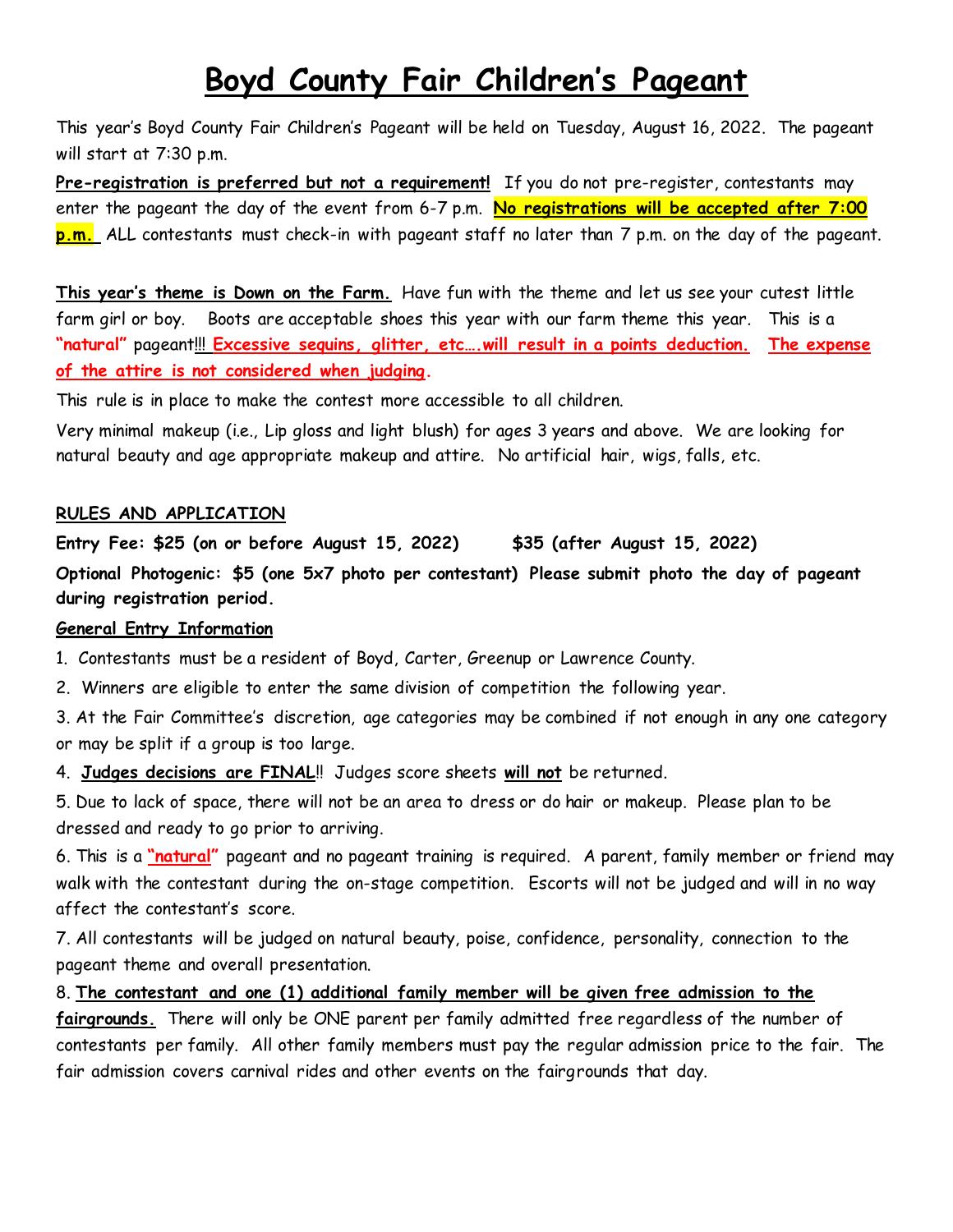# Boyd County Fair Children's Pageant

This year's Boyd County Fair Children's Pageant will be held on Tuesday, August 16, 2022. The pageant will start at 7:30 p.m.

**Pre-registration is preferred but not a requirement!** If you do not pre-register, contestants may enter the pageant the day of the event from 6-7 p.m. **No registrations will be accepted after 7:00 p.m.** ALL contestants must check-in with pageant staff no later than 7 p.m. on the day of the pageant.

**This year's theme is Down on the Farm.** Have fun with the theme and let us see your cutest little farm girl or boy. Boots are acceptable shoes this year with our farm theme this year. This is a **"natural"** pageant!!! **Excessive sequins, glitter, etc….will result in a points deduction.** **The expense of the attire is not considered when judging.**

This rule is in place to make the contest more accessible to all children.

Very minimal makeup (i.e., Lip gloss and light blush) for ages 3 years and above. We are looking for natural beauty and age appropriate makeup and attire. No artificial hair, wigs, falls, etc.

## RULES AND APPLICATION

**Entry Fee: $25 (on or before August 15, 2022) $35 (after August 15, 2022)**

**Optional Photogenic: $5 (one 5x7 photo per contestant) Please submit photo the day of pageant during registration period.**

### General Entry Information

1. Contestants must be a resident of Boyd, Carter, Greenup or Lawrence County.
2. Winners are eligible to enter the same division of competition the following year.
3. At the Fair Committee's discretion, age categories may be combined if not enough in any one category or may be split if a group is too large.
4. **Judges decisions are FINAL**!! Judges score sheets **will not** be returned.
5. Due to lack of space, there will not be an area to dress or do hair or makeup. Please plan to be dressed and ready to go prior to arriving.
6. This is a **"natural"** pageant and no pageant training is required. A parent, family member or friend may walk with the contestant during the on-stage competition. Escorts will not be judged and will in no way affect the contestant's score.
7. All contestants will be judged on natural beauty, poise, confidence, personality, connection to the pageant theme and overall presentation.
8. **The contestant and one (1) additional family member will be given free admission to the fairgrounds.** There will only be ONE parent per family admitted free regardless of the number of contestants per family. All other family members must pay the regular admission price to the fair. The fair admission covers carnival rides and other events on the fairgrounds that day.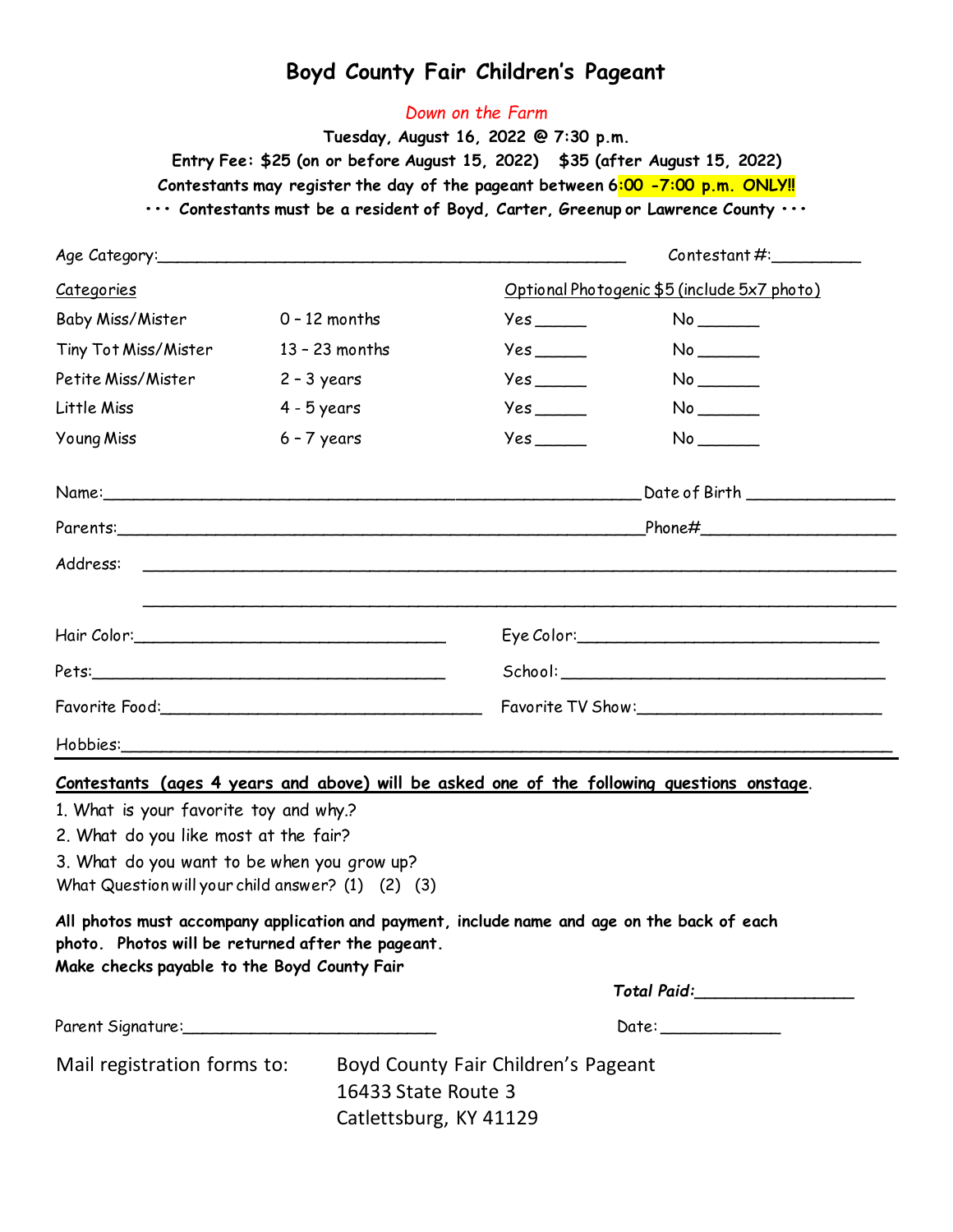# Boyd County Fair Children's Pageant

*Down on the Farm*

**Tuesday, August 16, 2022 @ 7:30 p.m.**

**Entry Fee: $25 (on or before August 15, 2022) $35 (after August 15, 2022)**

**Contestants may register the day of the pageant between 6:00 -7:00 p.m. ONLY!!**

**••• Contestants must be a resident of Boyd, Carter, Greenup or Lawrence County •••**

Age Category:_______________________________________________ Contestant #:_________

| Categories | | Optional Photogenic $5 (include 5x7 photo) | |
|---|---|---|---|
| Baby Miss/Mister | 0 - 12 months | Yes _____ | No ______ |
| Tiny Tot Miss/Mister | 13 – 23 months | Yes _____ | No ______ |
| Petite Miss/Mister | 2 - 3 years | Yes _____ | No ______ |
| Little Miss | 4 - 5 years | Yes _____ | No ______ |
| Young Miss | 6 – 7 years | Yes _____ | No ______ |

Name:_______________________________________________ Date of Birth _______________

Parents:_____________________________________________ Phone#___________________

Address: ______________________________________________________________________

______________________________________________________________________

Hair Color:_____________________________ Eye Color:_____________________________

Pets:__________________________________ School: _______________________________

Favorite Food:__________________________ Favorite TV Show:_______________________

Hobbies:_______________________________________________________________________

**Contestants (ages 4 years and above) will be asked one of the following questions onstage.**

1. What is your favorite toy and why.?
2. What do you like most at the fair?
3. What do you want to be when you grow up?

What Question will your child answer? (1) (2) (3)

**All photos must accompany application and payment, include name and age on the back of each photo. Photos will be returned after the pageant.**
**Make checks payable to the Boyd County Fair**

***Total Paid:*________________**

Parent Signature:_________________________ Date: ____________

Mail registration forms to:

Boyd County Fair Children's Pageant
16433 State Route 3
Catlettsburg, KY 41129